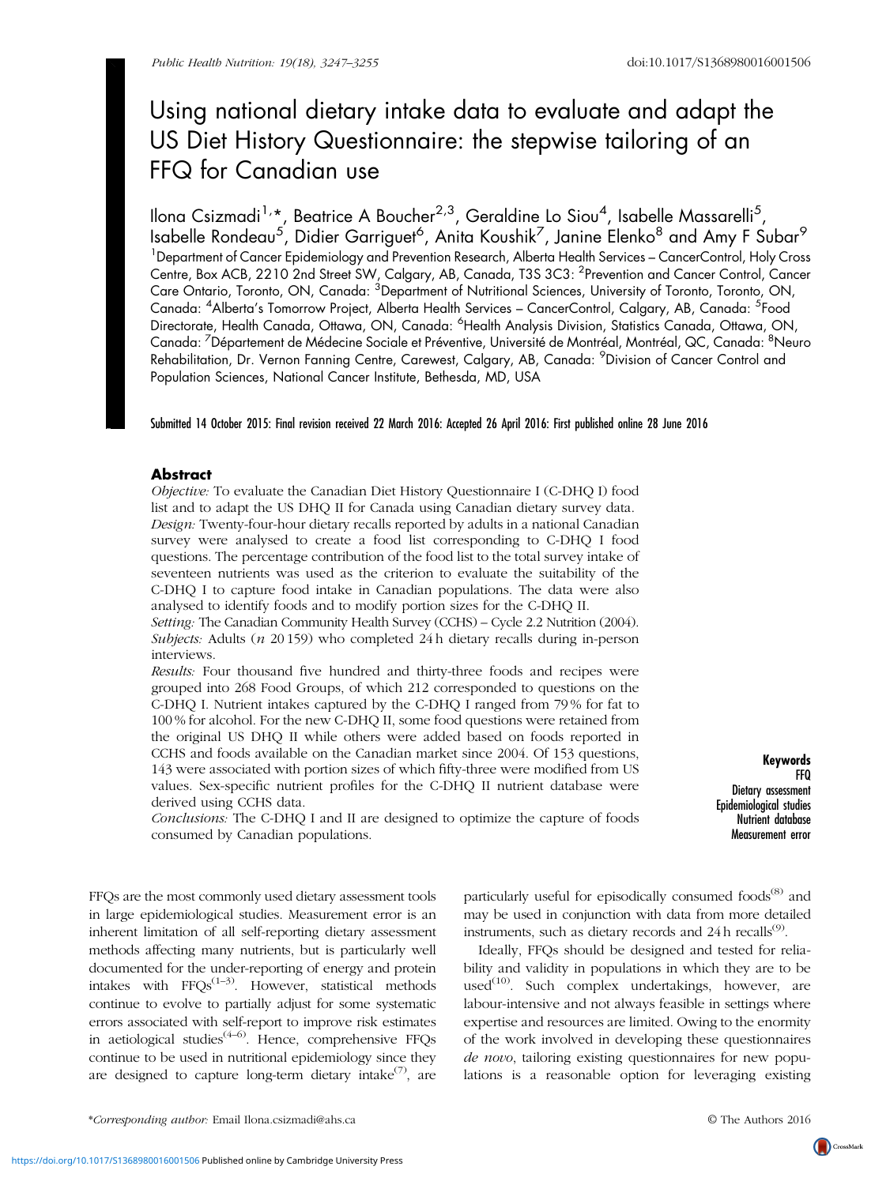# Using national dietary intake data to evaluate and adapt the US Diet History Questionnaire: the stepwise tailoring of an FFQ for Canadian use

Ilona Csizmadi[1,*], Beatrice A Boucher[2,3], Geraldine Lo Siou[4], Isabelle Massarelli[5], Isabelle Rondeau[5], Didier Garriguet[6], Anita Koushik[7], Janine Elenko[8] and Amy F Subar[9]

[1]Department of Cancer Epidemiology and Prevention Research, Alberta Health Services – CancerControl, Holy Cross Centre, Box ACB, 2210 2nd Street SW, Calgary, AB, Canada, T3S 3C3: [2]Prevention and Cancer Control, Cancer Care Ontario, Toronto, ON, Canada: [3]Department of Nutritional Sciences, University of Toronto, Toronto, ON, Canada: [4]Alberta's Tomorrow Project, Alberta Health Services – CancerControl, Calgary, AB, Canada: [5]Food Directorate, Health Canada, Ottawa, ON, Canada: [6]Health Analysis Division, Statistics Canada, Ottawa, ON, Canada: [7]Département de Médecine Sociale et Préventive, Université de Montréal, Montréal, QC, Canada: [8]Neuro Rehabilitation, Dr. Vernon Fanning Centre, Carewest, Calgary, AB, Canada: [9]Division of Cancer Control and Population Sciences, National Cancer Institute, Bethesda, MD, USA

**Submitted 14 October 2015: Final revision received 22 March 2016: Accepted 26 April 2016: First published online 28 June 2016**

## Abstract

*Objective:* To evaluate the Canadian Diet History Questionnaire I (C-DHQ I) food list and to adapt the US DHQ II for Canada using Canadian dietary survey data.

*Design:* Twenty-four-hour dietary recalls reported by adults in a national Canadian survey were analysed to create a food list corresponding to C-DHQ I food questions. The percentage contribution of the food list to the total survey intake of seventeen nutrients was used as the criterion to evaluate the suitability of the C-DHQ I to capture food intake in Canadian populations. The data were also analysed to identify foods and to modify portion sizes for the C-DHQ II.

*Setting:* The Canadian Community Health Survey (CCHS) – Cycle 2.2 Nutrition (2004).

*Subjects:* Adults (*n* 20 159) who completed 24 h dietary recalls during in-person interviews.

*Results:* Four thousand five hundred and thirty-three foods and recipes were grouped into 268 Food Groups, of which 212 corresponded to questions on the C-DHQ I. Nutrient intakes captured by the C-DHQ I ranged from 79 % for fat to 100 % for alcohol. For the new C-DHQ II, some food questions were retained from the original US DHQ II while others were added based on foods reported in CCHS and foods available on the Canadian market since 2004. Of 153 questions, 143 were associated with portion sizes of which fifty-three were modified from US values. Sex-specific nutrient profiles for the C-DHQ II nutrient database were derived using CCHS data.

*Conclusions:* The C-DHQ I and II are designed to optimize the capture of foods consumed by Canadian populations.

**Keywords**
FFQ
Dietary assessment
Epidemiological studies
Nutrient database
Measurement error

FFQs are the most commonly used dietary assessment tools in large epidemiological studies. Measurement error is an inherent limitation of all self-reporting dietary assessment methods affecting many nutrients, but is particularly well documented for the under-reporting of energy and protein intakes with FFQs[1–3]. However, statistical methods continue to evolve to partially adjust for some systematic errors associated with self-report to improve risk estimates in aetiological studies[4–6]. Hence, comprehensive FFQs continue to be used in nutritional epidemiology since they are designed to capture long-term dietary intake[7], are particularly useful for episodically consumed foods[8] and may be used in conjunction with data from more detailed instruments, such as dietary records and 24 h recalls[9].

Ideally, FFQs should be designed and tested for reliability and validity in populations in which they are to be used[10]. Such complex undertakings, however, are labour-intensive and not always feasible in settings where expertise and resources are limited. Owing to the enormity of the work involved in developing these questionnaires *de novo*, tailoring existing questionnaires for new populations is a reasonable option for leveraging existing

*Corresponding author: Email Ilona.csizmadi@ahs.ca

© The Authors 2016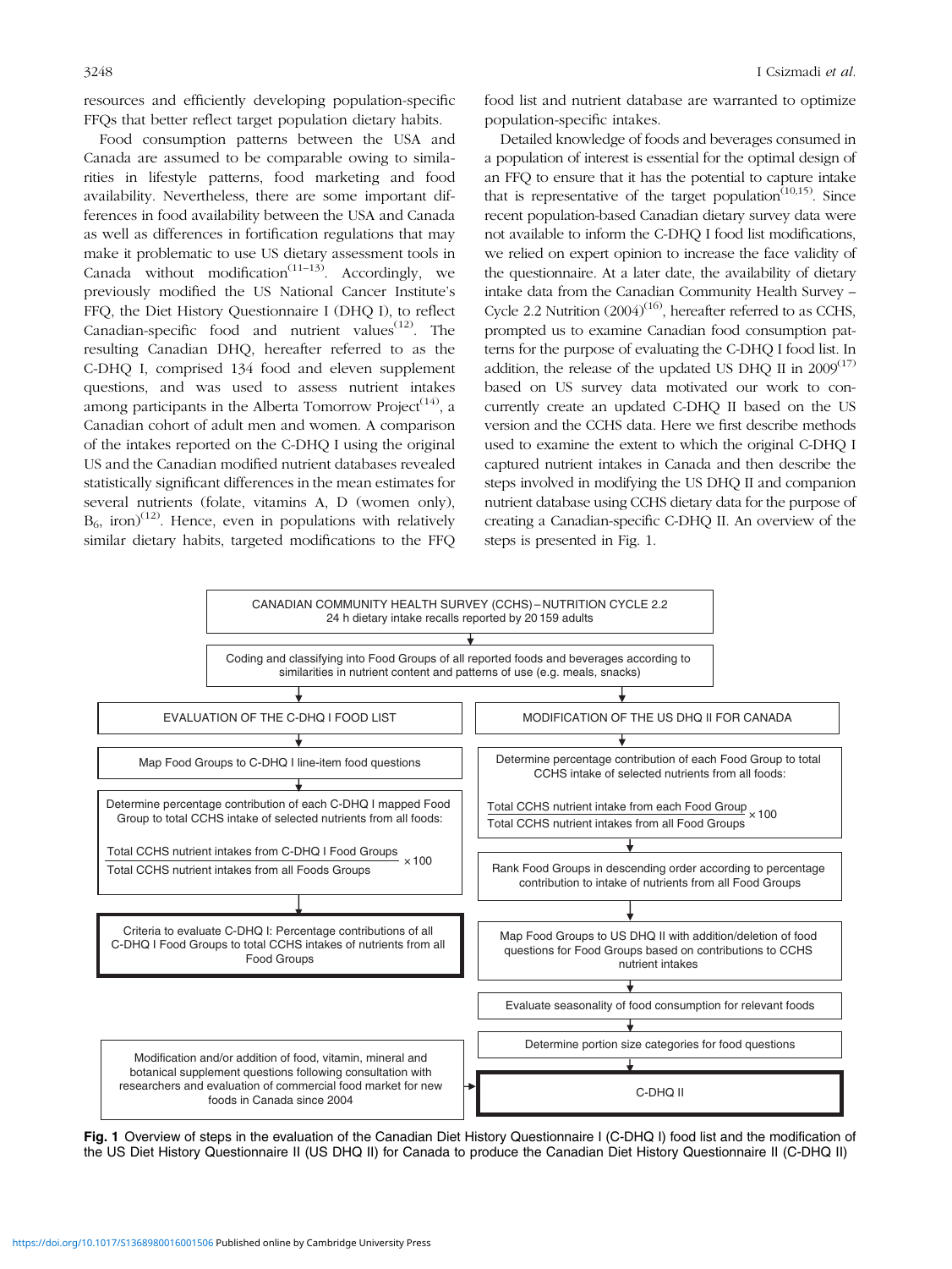resources and efficiently developing population-specific FFQs that better reflect target population dietary habits.

Food consumption patterns between the USA and Canada are assumed to be comparable owing to similarities in lifestyle patterns, food marketing and food availability. Nevertheless, there are some important differences in food availability between the USA and Canada as well as differences in fortification regulations that may make it problematic to use US dietary assessment tools in Canada without modification[11–13]. Accordingly, we previously modified the US National Cancer Institute's FFQ, the Diet History Questionnaire I (DHQ I), to reflect Canadian-specific food and nutrient values[12]. The resulting Canadian DHQ, hereafter referred to as the C-DHQ I, comprised 134 food and eleven supplement questions, and was used to assess nutrient intakes among participants in the Alberta Tomorrow Project[14], a Canadian cohort of adult men and women. A comparison of the intakes reported on the C-DHQ I using the original US and the Canadian modified nutrient databases revealed statistically significant differences in the mean estimates for several nutrients (folate, vitamins A, D (women only), $B_6$, iron)[12]. Hence, even in populations with relatively similar dietary habits, targeted modifications to the FFQ food list and nutrient database are warranted to optimize population-specific intakes.

Detailed knowledge of foods and beverages consumed in a population of interest is essential for the optimal design of an FFQ to ensure that it has the potential to capture intake that is representative of the target population[10,15]. Since recent population-based Canadian dietary survey data were not available to inform the C-DHQ I food list modifications, we relied on expert opinion to increase the face validity of the questionnaire. At a later date, the availability of dietary intake data from the Canadian Community Health Survey – Cycle 2.2 Nutrition (2004)[16], hereafter referred to as CCHS, prompted us to examine Canadian food consumption patterns for the purpose of evaluating the C-DHQ I food list. In addition, the release of the updated US DHQ II in 2009[17] based on US survey data motivated our work to concurrently create an updated C-DHQ II based on the US version and the CCHS data. Here we first describe methods used to examine the extent to which the original C-DHQ I captured nutrient intakes in Canada and then describe the steps involved in modifying the US DHQ II and companion nutrient database using CCHS dietary data for the purpose of creating a Canadian-specific C-DHQ II. An overview of the steps is presented in Fig. 1.

CANADIAN COMMUNITY HEALTH SURVEY (CCHS) – NUTRITION CYCLE 2.2
24 h dietary intake recalls reported by 20 159 adults

↓

Coding and classifying into Food Groups of all reported foods and beverages according to similarities in nutrient content and patterns of use (e.g. meals, snacks)

**EVALUATION OF THE C-DHQ I FOOD LIST**

1. Map Food Groups to C-DHQ I line-item food questions
2. Determine percentage contribution of each C-DHQ I mapped Food Group to total CCHS intake of selected nutrients from all foods:

$$\frac{\text{Total CCHS nutrient intakes from C-DHQ I Food Groups}}{\text{Total CCHS nutrient intakes from all Foods Groups}} \times 100$$

3. Criteria to evaluate C-DHQ I: Percentage contributions of all C-DHQ I Food Groups to total CCHS intakes of nutrients from all Food Groups

**MODIFICATION OF THE US DHQ II FOR CANADA**

1. Determine percentage contribution of each Food Group to total CCHS intake of selected nutrients from all foods:

$$\frac{\text{Total CCHS nutrient intake from each Food Group}}{\text{Total CCHS nutrient intakes from all Food Groups}} \times 100$$

2. Rank Food Groups in descending order according to percentage contribution to intake of nutrients from all Food Groups
3. Map Food Groups to US DHQ II with addition/deletion of food questions for Food Groups based on contributions to CCHS nutrient intakes
4. Evaluate seasonality of food consumption for relevant foods
5. Determine portion size categories for food questions
6. C-DHQ II

Modification and/or addition of food, vitamin, mineral and botanical supplement questions following consultation with researchers and evaluation of commercial food market for new foods in Canada since 2004 → C-DHQ II

**Fig. 1** Overview of steps in the evaluation of the Canadian Diet History Questionnaire I (C-DHQ I) food list and the modification of the US Diet History Questionnaire II (US DHQ II) for Canada to produce the Canadian Diet History Questionnaire II (C-DHQ II)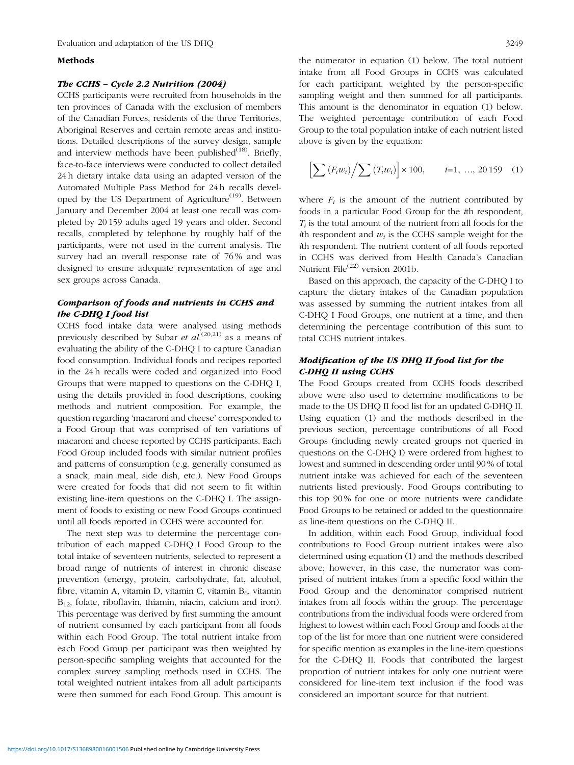## Methods

### *The CCHS – Cycle 2.2 Nutrition (2004)*

CCHS participants were recruited from households in the ten provinces of Canada with the exclusion of members of the Canadian Forces, residents of the three Territories, Aboriginal Reserves and certain remote areas and institutions. Detailed descriptions of the survey design, sample and interview methods have been published[18]. Briefly, face-to-face interviews were conducted to collect detailed 24 h dietary intake data using an adapted version of the Automated Multiple Pass Method for 24 h recalls developed by the US Department of Agriculture[19]. Between January and December 2004 at least one recall was completed by 20 159 adults aged 19 years and older. Second recalls, completed by telephone by roughly half of the participants, were not used in the current analysis. The survey had an overall response rate of 76 % and was designed to ensure adequate representation of age and sex groups across Canada.

### *Comparison of foods and nutrients in CCHS and the C-DHQ I food list*

CCHS food intake data were analysed using methods previously described by Subar *et al.*[20,21] as a means of evaluating the ability of the C-DHQ I to capture Canadian food consumption. Individual foods and recipes reported in the 24 h recalls were coded and organized into Food Groups that were mapped to questions on the C-DHQ I, using the details provided in food descriptions, cooking methods and nutrient composition. For example, the question regarding 'macaroni and cheese' corresponded to a Food Group that was comprised of ten variations of macaroni and cheese reported by CCHS participants. Each Food Group included foods with similar nutrient profiles and patterns of consumption (e.g. generally consumed as a snack, main meal, side dish, etc.). New Food Groups were created for foods that did not seem to fit within existing line-item questions on the C-DHQ I. The assignment of foods to existing or new Food Groups continued until all foods reported in CCHS were accounted for.

The next step was to determine the percentage contribution of each mapped C-DHQ I Food Group to the total intake of seventeen nutrients, selected to represent a broad range of nutrients of interest in chronic disease prevention (energy, protein, carbohydrate, fat, alcohol, fibre, vitamin A, vitamin D, vitamin C, vitamin $B_6$, vitamin $B_{12}$, folate, riboflavin, thiamin, niacin, calcium and iron). This percentage was derived by first summing the amount of nutrient consumed by each participant from all foods within each Food Group. The total nutrient intake from each Food Group per participant was then weighted by person-specific sampling weights that accounted for the complex survey sampling methods used in CCHS. The total weighted nutrient intakes from all adult participants were then summed for each Food Group. This amount is the numerator in equation (1) below. The total nutrient intake from all Food Groups in CCHS was calculated for each participant, weighted by the person-specific sampling weight and then summed for all participants. This amount is the denominator in equation (1) below. The weighted percentage contribution of each Food Group to the total population intake of each nutrient listed above is given by the equation:

$$\left[\sum (F_i w_i) \Big/ \sum (T_i w_i)\right] \times 100, \qquad i=1,\ \ldots,\ 20\,159 \quad (1)$$

where $F_i$ is the amount of the nutrient contributed by foods in a particular Food Group for the $i$th respondent, $T_i$ is the total amount of the nutrient from all foods for the $i$th respondent and $w_i$ is the CCHS sample weight for the $i$th respondent. The nutrient content of all foods reported in CCHS was derived from Health Canada's Canadian Nutrient File[22] version 2001b.

Based on this approach, the capacity of the C-DHQ I to capture the dietary intakes of the Canadian population was assessed by summing the nutrient intakes from all C-DHQ I Food Groups, one nutrient at a time, and then determining the percentage contribution of this sum to total CCHS nutrient intakes.

### *Modification of the US DHQ II food list for the C-DHQ II using CCHS*

The Food Groups created from CCHS foods described above were also used to determine modifications to be made to the US DHQ II food list for an updated C-DHQ II. Using equation (1) and the methods described in the previous section, percentage contributions of all Food Groups (including newly created groups not queried in questions on the C-DHQ I) were ordered from highest to lowest and summed in descending order until 90 % of total nutrient intake was achieved for each of the seventeen nutrients listed previously. Food Groups contributing to this top 90 % for one or more nutrients were candidate Food Groups to be retained or added to the questionnaire as line-item questions on the C-DHQ II.

In addition, within each Food Group, individual food contributions to Food Group nutrient intakes were also determined using equation (1) and the methods described above; however, in this case, the numerator was comprised of nutrient intakes from a specific food within the Food Group and the denominator comprised nutrient intakes from all foods within the group. The percentage contributions from the individual foods were ordered from highest to lowest within each Food Group and foods at the top of the list for more than one nutrient were considered for specific mention as examples in the line-item questions for the C-DHQ II. Foods that contributed the largest proportion of nutrient intakes for only one nutrient were considered for line-item text inclusion if the food was considered an important source for that nutrient.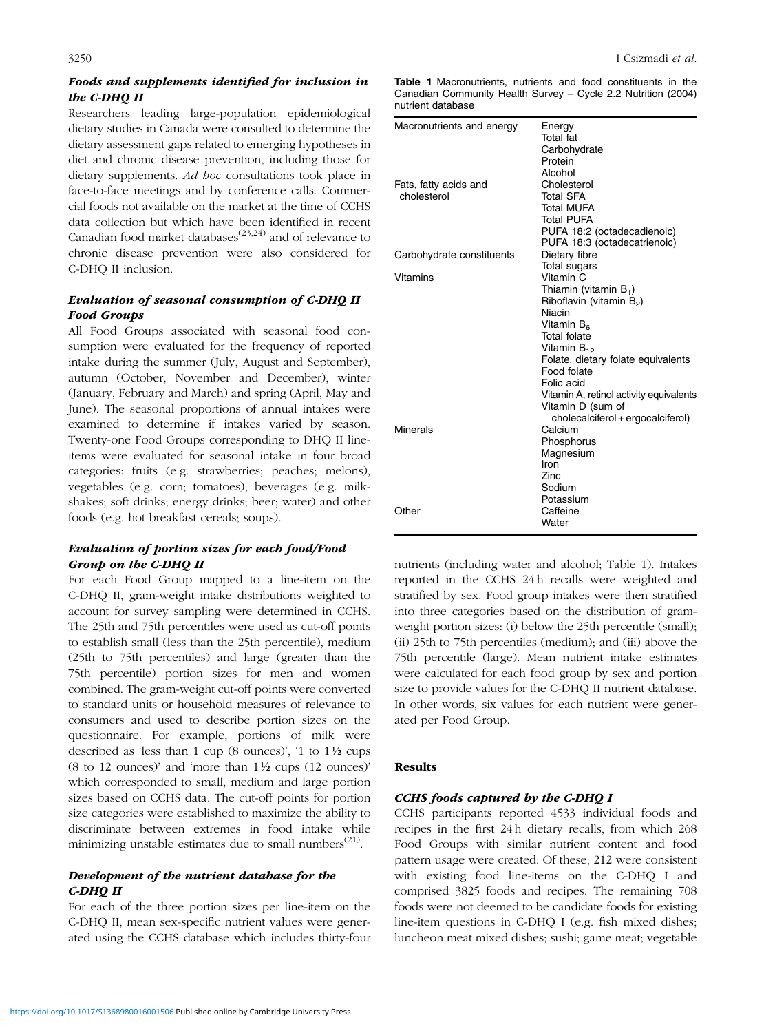### *Foods and supplements identified for inclusion in the C-DHQ II*

Researchers leading large-population epidemiological dietary studies in Canada were consulted to determine the dietary assessment gaps related to emerging hypotheses in diet and chronic disease prevention, including those for dietary supplements. *Ad hoc* consultations took place in face-to-face meetings and by conference calls. Commercial foods not available on the market at the time of CCHS data collection but which have been identified in recent Canadian food market databases[23,24] and of relevance to chronic disease prevention were also considered for C-DHQ II inclusion.

### *Evaluation of seasonal consumption of C-DHQ II Food Groups*

All Food Groups associated with seasonal food consumption were evaluated for the frequency of reported intake during the summer (July, August and September), autumn (October, November and December), winter (January, February and March) and spring (April, May and June). The seasonal proportions of annual intakes were examined to determine if intakes varied by season. Twenty-one Food Groups corresponding to DHQ II line-items were evaluated for seasonal intake in four broad categories: fruits (e.g. strawberries; peaches; melons), vegetables (e.g. corn; tomatoes), beverages (e.g. milkshakes; soft drinks; energy drinks; beer; water) and other foods (e.g. hot breakfast cereals; soups).

### *Evaluation of portion sizes for each food/Food Group on the C-DHQ II*

For each Food Group mapped to a line-item on the C-DHQ II, gram-weight intake distributions weighted to account for survey sampling were determined in CCHS. The 25th and 75th percentiles were used as cut-off points to establish small (less than the 25th percentile), medium (25th to 75th percentiles) and large (greater than the 75th percentile) portion sizes for men and women combined. The gram-weight cut-off points were converted to standard units or household measures of relevance to consumers and used to describe portion sizes on the questionnaire. For example, portions of milk were described as 'less than 1 cup (8 ounces)', '1 to 1½ cups (8 to 12 ounces)' and 'more than 1½ cups (12 ounces)' which corresponded to small, medium and large portion sizes based on CCHS data. The cut-off points for portion size categories were established to maximize the ability to discriminate between extremes in food intake while minimizing unstable estimates due to small numbers[21].

### *Development of the nutrient database for the C-DHQ II*

For each of the three portion sizes per line-item on the C-DHQ II, mean sex-specific nutrient values were generated using the CCHS database which includes thirty-four nutrients (including water and alcohol; Table 1). Intakes reported in the CCHS 24 h recalls were weighted and stratified by sex. Food group intakes were then stratified into three categories based on the distribution of gram-weight portion sizes: (i) below the 25th percentile (small); (ii) 25th to 75th percentiles (medium); and (iii) above the 75th percentile (large). Mean nutrient intake estimates were calculated for each food group by sex and portion size to provide values for the C-DHQ II nutrient database. In other words, six values for each nutrient were generated per Food Group.

**Table 1** Macronutrients, nutrients and food constituents in the Canadian Community Health Survey – Cycle 2.2 Nutrition (2004) nutrient database

| | |
|---|---|
| Macronutrients and energy | Energy |
| | Total fat |
| | Carbohydrate |
| | Protein |
| | Alcohol |
| Fats, fatty acids and cholesterol | Cholesterol |
| | Total SFA |
| | Total MUFA |
| | Total PUFA |
| | PUFA 18:2 (octadecadienoic) |
| | PUFA 18:3 (octadecatrienoic) |
| Carbohydrate constituents | Dietary fibre |
| | Total sugars |
| Vitamins | Vitamin C |
| | Thiamin (vitamin $B_1$) |
| | Riboflavin (vitamin $B_2$) |
| | Niacin |
| | Vitamin $B_6$ |
| | Total folate |
| | Vitamin $B_{12}$ |
| | Folate, dietary folate equivalents |
| | Food folate |
| | Folic acid |
| | Vitamin A, retinol activity equivalents |
| | Vitamin D (sum of cholecalciferol + ergocalciferol) |
| Minerals | Calcium |
| | Phosphorus |
| | Magnesium |
| | Iron |
| | Zinc |
| | Sodium |
| | Potassium |
| Other | Caffeine |
| | Water |

## Results

### *CCHS foods captured by the C-DHQ I*

CCHS participants reported 4533 individual foods and recipes in the first 24 h dietary recalls, from which 268 Food Groups with similar nutrient content and food pattern usage were created. Of these, 212 were consistent with existing food line-items on the C-DHQ I and comprised 3825 foods and recipes. The remaining 708 foods were not deemed to be candidate foods for existing line-item questions in C-DHQ I (e.g. fish mixed dishes; luncheon meat mixed dishes; sushi; game meat; vegetable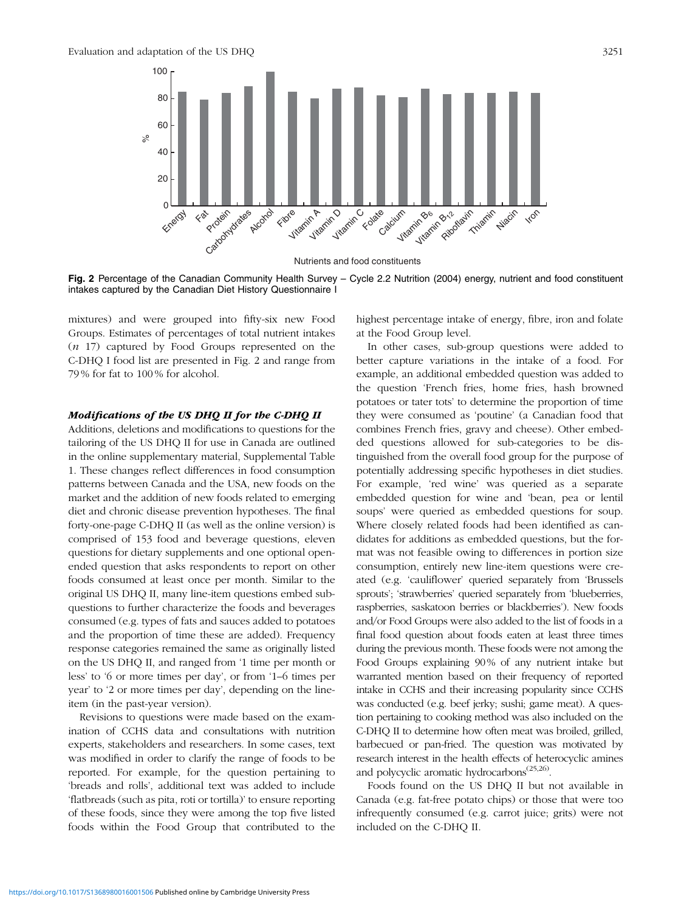Fig. 2 Percentage of the Canadian Community Health Survey – Cycle 2.2 Nutrition (2004) energy, nutrient and food constituent intakes captured by the Canadian Diet History Questionnaire I

mixtures) and were grouped into fifty-six new Food Groups. Estimates of percentages of total nutrient intakes ($n$ 17) captured by Food Groups represented on the C-DHQ I food list are presented in Fig. 2 and range from 79 % for fat to 100 % for alcohol.

### *Modifications of the US DHQ II for the C-DHQ II*

Additions, deletions and modifications to questions for the tailoring of the US DHQ II for use in Canada are outlined in the online supplementary material, Supplemental Table 1. These changes reflect differences in food consumption patterns between Canada and the USA, new foods on the market and the addition of new foods related to emerging diet and chronic disease prevention hypotheses. The final forty-one-page C-DHQ II (as well as the online version) is comprised of 153 food and beverage questions, eleven questions for dietary supplements and one optional open-ended question that asks respondents to report on other foods consumed at least once per month. Similar to the original US DHQ II, many line-item questions embed sub-questions to further characterize the foods and beverages consumed (e.g. types of fats and sauces added to potatoes and the proportion of time these are added). Frequency response categories remained the same as originally listed on the US DHQ II, and ranged from '1 time per month or less' to '6 or more times per day', or from '1–6 times per year' to '2 or more times per day', depending on the line-item (in the past-year version).

Revisions to questions were made based on the examination of CCHS data and consultations with nutrition experts, stakeholders and researchers. In some cases, text was modified in order to clarify the range of foods to be reported. For example, for the question pertaining to 'breads and rolls', additional text was added to include 'flatbreads (such as pita, roti or tortilla)' to ensure reporting of these foods, since they were among the top five listed foods within the Food Group that contributed to the highest percentage intake of energy, fibre, iron and folate at the Food Group level.

In other cases, sub-group questions were added to better capture variations in the intake of a food. For example, an additional embedded question was added to the question 'French fries, home fries, hash browned potatoes or tater tots' to determine the proportion of time they were consumed as 'poutine' (a Canadian food that combines French fries, gravy and cheese). Other embedded questions allowed for sub-categories to be distinguished from the overall food group for the purpose of potentially addressing specific hypotheses in diet studies. For example, 'red wine' was queried as a separate embedded question for wine and 'bean, pea or lentil soups' were queried as embedded questions for soup. Where closely related foods had been identified as candidates for additions as embedded questions, but the format was not feasible owing to differences in portion size consumption, entirely new line-item questions were created (e.g. 'cauliflower' queried separately from 'Brussels sprouts'; 'strawberries' queried separately from 'blueberries, raspberries, saskatoon berries or blackberries'). New foods and/or Food Groups were also added to the list of foods in a final food question about foods eaten at least three times during the previous month. These foods were not among the Food Groups explaining 90 % of any nutrient intake but warranted mention based on their frequency of reported intake in CCHS and their increasing popularity since CCHS was conducted (e.g. beef jerky; sushi; game meat). A question pertaining to cooking method was also included on the C-DHQ II to determine how often meat was broiled, grilled, barbecued or pan-fried. The question was motivated by research interest in the health effects of heterocyclic amines and polycyclic aromatic hydrocarbons[25,26].

Foods found on the US DHQ II but not available in Canada (e.g. fat-free potato chips) or those that were too infrequently consumed (e.g. carrot juice; grits) were not included on the C-DHQ II.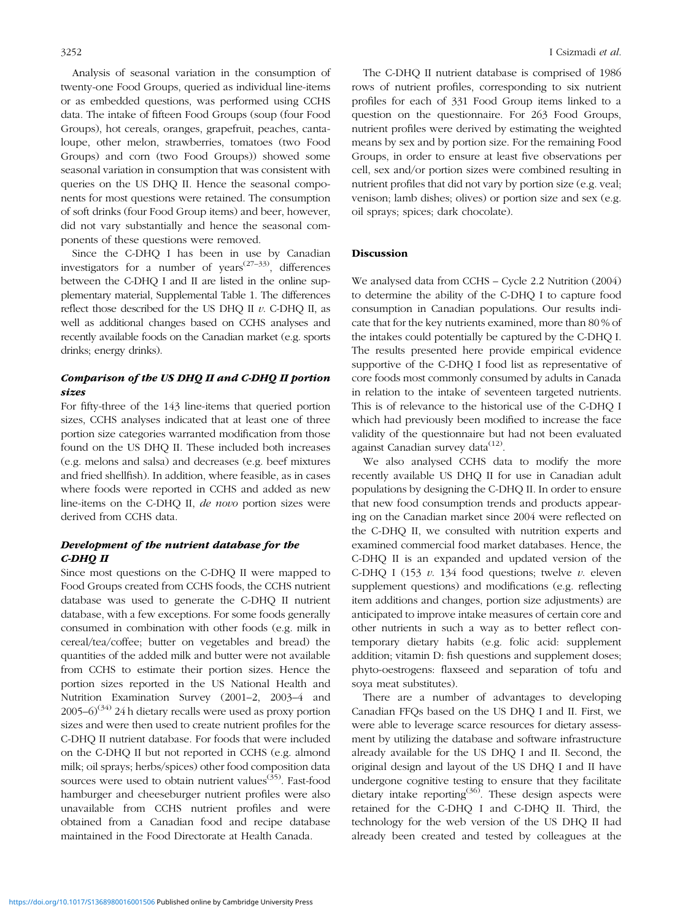Analysis of seasonal variation in the consumption of twenty-one Food Groups, queried as individual line-items or as embedded questions, was performed using CCHS data. The intake of fifteen Food Groups (soup (four Food Groups), hot cereals, oranges, grapefruit, peaches, cantaloupe, other melon, strawberries, tomatoes (two Food Groups) and corn (two Food Groups)) showed some seasonal variation in consumption that was consistent with queries on the US DHQ II. Hence the seasonal components for most questions were retained. The consumption of soft drinks (four Food Group items) and beer, however, did not vary substantially and hence the seasonal components of these questions were removed.

Since the C-DHQ I has been in use by Canadian investigators for a number of years[27–33], differences between the C-DHQ I and II are listed in the online supplementary material, Supplemental Table 1. The differences reflect those described for the US DHQ II *v.* C-DHQ II, as well as additional changes based on CCHS analyses and recently available foods on the Canadian market (e.g. sports drinks; energy drinks).

### *Comparison of the US DHQ II and C-DHQ II portion sizes*

For fifty-three of the 143 line-items that queried portion sizes, CCHS analyses indicated that at least one of three portion size categories warranted modification from those found on the US DHQ II. These included both increases (e.g. melons and salsa) and decreases (e.g. beef mixtures and fried shellfish). In addition, where feasible, as in cases where foods were reported in CCHS and added as new line-items on the C-DHQ II, *de novo* portion sizes were derived from CCHS data.

### *Development of the nutrient database for the C-DHQ II*

Since most questions on the C-DHQ II were mapped to Food Groups created from CCHS foods, the CCHS nutrient database was used to generate the C-DHQ II nutrient database, with a few exceptions. For some foods generally consumed in combination with other foods (e.g. milk in cereal/tea/coffee; butter on vegetables and bread) the quantities of the added milk and butter were not available from CCHS to estimate their portion sizes. Hence the portion sizes reported in the US National Health and Nutrition Examination Survey (2001–2, 2003–4 and 2005–6)[34] 24 h dietary recalls were used as proxy portion sizes and were then used to create nutrient profiles for the C-DHQ II nutrient database. For foods that were included on the C-DHQ II but not reported in CCHS (e.g. almond milk; oil sprays; herbs/spices) other food composition data sources were used to obtain nutrient values[35]. Fast-food hamburger and cheeseburger nutrient profiles were also unavailable from CCHS nutrient profiles and were obtained from a Canadian food and recipe database maintained in the Food Directorate at Health Canada.

The C-DHQ II nutrient database is comprised of 1986 rows of nutrient profiles, corresponding to six nutrient profiles for each of 331 Food Group items linked to a question on the questionnaire. For 263 Food Groups, nutrient profiles were derived by estimating the weighted means by sex and by portion size. For the remaining Food Groups, in order to ensure at least five observations per cell, sex and/or portion sizes were combined resulting in nutrient profiles that did not vary by portion size (e.g. veal; venison; lamb dishes; olives) or portion size and sex (e.g. oil sprays; spices; dark chocolate).

## Discussion

We analysed data from CCHS – Cycle 2.2 Nutrition (2004) to determine the ability of the C-DHQ I to capture food consumption in Canadian populations. Our results indicate that for the key nutrients examined, more than 80 % of the intakes could potentially be captured by the C-DHQ I. The results presented here provide empirical evidence supportive of the C-DHQ I food list as representative of core foods most commonly consumed by adults in Canada in relation to the intake of seventeen targeted nutrients. This is of relevance to the historical use of the C-DHQ I which had previously been modified to increase the face validity of the questionnaire but had not been evaluated against Canadian survey data[12].

We also analysed CCHS data to modify the more recently available US DHQ II for use in Canadian adult populations by designing the C-DHQ II. In order to ensure that new food consumption trends and products appearing on the Canadian market since 2004 were reflected on the C-DHQ II, we consulted with nutrition experts and examined commercial food market databases. Hence, the C-DHQ II is an expanded and updated version of the C-DHQ I (153 *v.* 134 food questions; twelve *v.* eleven supplement questions) and modifications (e.g. reflecting item additions and changes, portion size adjustments) are anticipated to improve intake measures of certain core and other nutrients in such a way as to better reflect contemporary dietary habits (e.g. folic acid: supplement addition; vitamin D: fish questions and supplement doses; phyto-oestrogens: flaxseed and separation of tofu and soya meat substitutes).

There are a number of advantages to developing Canadian FFQs based on the US DHQ I and II. First, we were able to leverage scarce resources for dietary assessment by utilizing the database and software infrastructure already available for the US DHQ I and II. Second, the original design and layout of the US DHQ I and II have undergone cognitive testing to ensure that they facilitate dietary intake reporting[36]. These design aspects were retained for the C-DHQ I and C-DHQ II. Third, the technology for the web version of the US DHQ II had already been created and tested by colleagues at the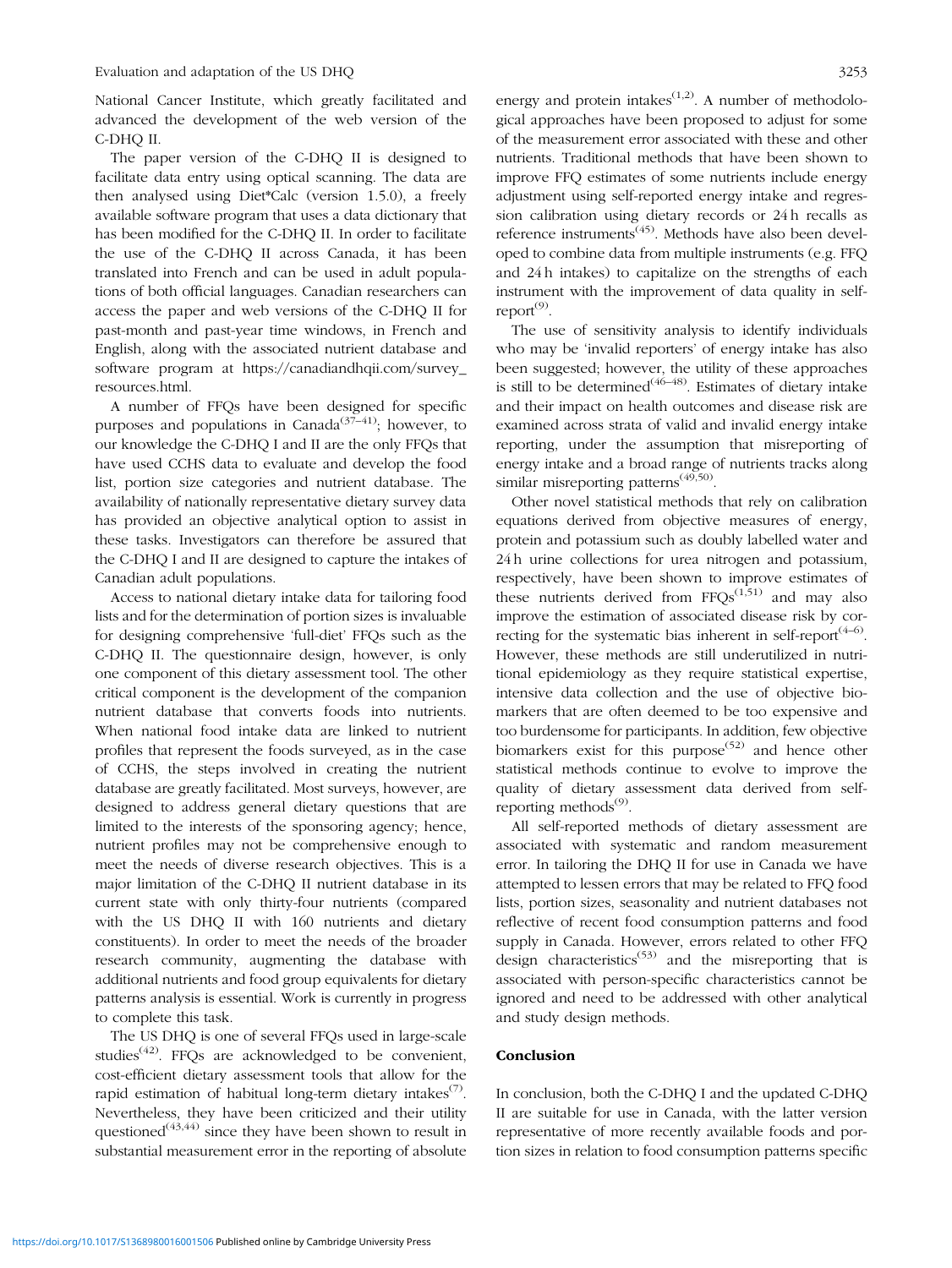National Cancer Institute, which greatly facilitated and advanced the development of the web version of the C-DHQ II.

The paper version of the C-DHQ II is designed to facilitate data entry using optical scanning. The data are then analysed using Diet*Calc (version 1.5.0), a freely available software program that uses a data dictionary that has been modified for the C-DHQ II. In order to facilitate the use of the C-DHQ II across Canada, it has been translated into French and can be used in adult populations of both official languages. Canadian researchers can access the paper and web versions of the C-DHQ II for past-month and past-year time windows, in French and English, along with the associated nutrient database and software program at https://canadiandhqii.com/survey_resources.html.

A number of FFQs have been designed for specific purposes and populations in Canada[37–41]; however, to our knowledge the C-DHQ I and II are the only FFQs that have used CCHS data to evaluate and develop the food list, portion size categories and nutrient database. The availability of nationally representative dietary survey data has provided an objective analytical option to assist in these tasks. Investigators can therefore be assured that the C-DHQ I and II are designed to capture the intakes of Canadian adult populations.

Access to national dietary intake data for tailoring food lists and for the determination of portion sizes is invaluable for designing comprehensive 'full-diet' FFQs such as the C-DHQ II. The questionnaire design, however, is only one component of this dietary assessment tool. The other critical component is the development of the companion nutrient database that converts foods into nutrients. When national food intake data are linked to nutrient profiles that represent the foods surveyed, as in the case of CCHS, the steps involved in creating the nutrient database are greatly facilitated. Most surveys, however, are designed to address general dietary questions that are limited to the interests of the sponsoring agency; hence, nutrient profiles may not be comprehensive enough to meet the needs of diverse research objectives. This is a major limitation of the C-DHQ II nutrient database in its current state with only thirty-four nutrients (compared with the US DHQ II with 160 nutrients and dietary constituents). In order to meet the needs of the broader research community, augmenting the database with additional nutrients and food group equivalents for dietary patterns analysis is essential. Work is currently in progress to complete this task.

The US DHQ is one of several FFQs used in large-scale studies[42]. FFQs are acknowledged to be convenient, cost-efficient dietary assessment tools that allow for the rapid estimation of habitual long-term dietary intakes[7]. Nevertheless, they have been criticized and their utility questioned[43,44] since they have been shown to result in substantial measurement error in the reporting of absolute energy and protein intakes[1,2]. A number of methodological approaches have been proposed to adjust for some of the measurement error associated with these and other nutrients. Traditional methods that have been shown to improve FFQ estimates of some nutrients include energy adjustment using self-reported energy intake and regression calibration using dietary records or 24 h recalls as reference instruments[45]. Methods have also been developed to combine data from multiple instruments (e.g. FFQ and 24 h intakes) to capitalize on the strengths of each instrument with the improvement of data quality in self-report[9].

The use of sensitivity analysis to identify individuals who may be 'invalid reporters' of energy intake has also been suggested; however, the utility of these approaches is still to be determined[46–48]. Estimates of dietary intake and their impact on health outcomes and disease risk are examined across strata of valid and invalid energy intake reporting, under the assumption that misreporting of energy intake and a broad range of nutrients tracks along similar misreporting patterns[49,50].

Other novel statistical methods that rely on calibration equations derived from objective measures of energy, protein and potassium such as doubly labelled water and 24 h urine collections for urea nitrogen and potassium, respectively, have been shown to improve estimates of these nutrients derived from FFQs[1,51] and may also improve the estimation of associated disease risk by correcting for the systematic bias inherent in self-report[4–6]. However, these methods are still underutilized in nutritional epidemiology as they require statistical expertise, intensive data collection and the use of objective biomarkers that are often deemed to be too expensive and too burdensome for participants. In addition, few objective biomarkers exist for this purpose[52] and hence other statistical methods continue to evolve to improve the quality of dietary assessment data derived from self-reporting methods[9].

All self-reported methods of dietary assessment are associated with systematic and random measurement error. In tailoring the DHQ II for use in Canada we have attempted to lessen errors that may be related to FFQ food lists, portion sizes, seasonality and nutrient databases not reflective of recent food consumption patterns and food supply in Canada. However, errors related to other FFQ design characteristics[53] and the misreporting that is associated with person-specific characteristics cannot be ignored and need to be addressed with other analytical and study design methods.

## Conclusion

In conclusion, both the C-DHQ I and the updated C-DHQ II are suitable for use in Canada, with the latter version representative of more recently available foods and portion sizes in relation to food consumption patterns specific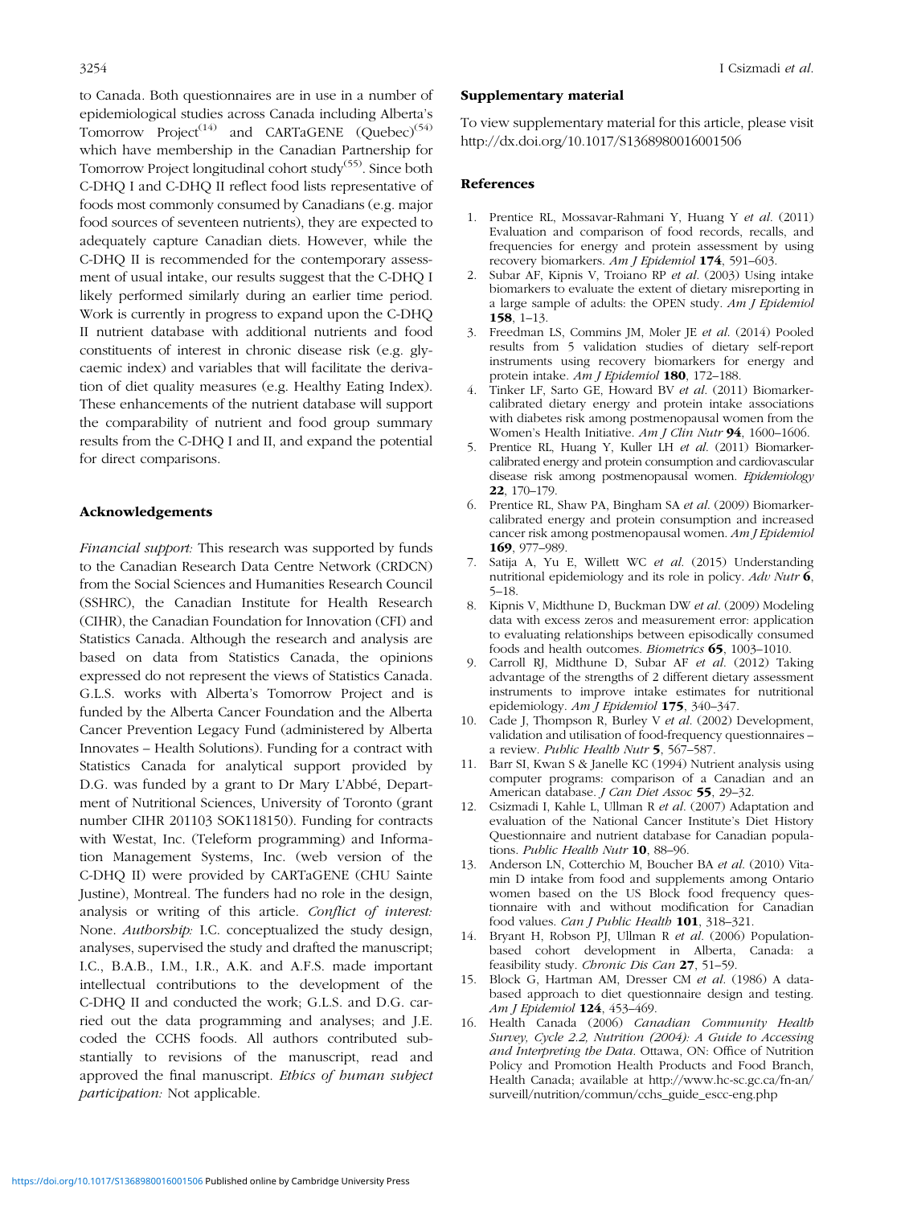to Canada. Both questionnaires are in use in a number of epidemiological studies across Canada including Alberta's Tomorrow Project[14] and CARTaGENE (Quebec)[54] which have membership in the Canadian Partnership for Tomorrow Project longitudinal cohort study[55]. Since both C-DHQ I and C-DHQ II reflect food lists representative of foods most commonly consumed by Canadians (e.g. major food sources of seventeen nutrients), they are expected to adequately capture Canadian diets. However, while the C-DHQ II is recommended for the contemporary assessment of usual intake, our results suggest that the C-DHQ I likely performed similarly during an earlier time period. Work is currently in progress to expand upon the C-DHQ II nutrient database with additional nutrients and food constituents of interest in chronic disease risk (e.g. glycaemic index) and variables that will facilitate the derivation of diet quality measures (e.g. Healthy Eating Index). These enhancements of the nutrient database will support the comparability of nutrient and food group summary results from the C-DHQ I and II, and expand the potential for direct comparisons.

## Acknowledgements

*Financial support:* This research was supported by funds to the Canadian Research Data Centre Network (CRDCN) from the Social Sciences and Humanities Research Council (SSHRC), the Canadian Institute for Health Research (CIHR), the Canadian Foundation for Innovation (CFI) and Statistics Canada. Although the research and analysis are based on data from Statistics Canada, the opinions expressed do not represent the views of Statistics Canada. G.L.S. works with Alberta's Tomorrow Project and is funded by the Alberta Cancer Foundation and the Alberta Cancer Prevention Legacy Fund (administered by Alberta Innovates – Health Solutions). Funding for a contract with Statistics Canada for analytical support provided by D.G. was funded by a grant to Dr Mary L'Abbé, Department of Nutritional Sciences, University of Toronto (grant number CIHR 201103 SOK118150). Funding for contracts with Westat, Inc. (Teleform programming) and Information Management Systems, Inc. (web version of the C-DHQ II) were provided by CARTaGENE (CHU Sainte Justine), Montreal. The funders had no role in the design, analysis or writing of this article. *Conflict of interest:* None. *Authorship:* I.C. conceptualized the study design, analyses, supervised the study and drafted the manuscript; I.C., B.A.B., I.M., I.R., A.K. and A.F.S. made important intellectual contributions to the development of the C-DHQ II and conducted the work; G.L.S. and D.G. carried out the data programming and analyses; and J.E. coded the CCHS foods. All authors contributed substantially to revisions of the manuscript, read and approved the final manuscript. *Ethics of human subject participation:* Not applicable.

## Supplementary material

To view supplementary material for this article, please visit http://dx.doi.org/10.1017/S1368980016001506

## References

1. Prentice RL, Mossavar-Rahmani Y, Huang Y *et al.* (2011) Evaluation and comparison of food records, recalls, and frequencies for energy and protein assessment by using recovery biomarkers. *Am J Epidemiol* **174**, 591–603.
2. Subar AF, Kipnis V, Troiano RP *et al.* (2003) Using intake biomarkers to evaluate the extent of dietary misreporting in a large sample of adults: the OPEN study. *Am J Epidemiol* **158**, 1–13.
3. Freedman LS, Commins JM, Moler JE *et al.* (2014) Pooled results from 5 validation studies of dietary self-report instruments using recovery biomarkers for energy and protein intake. *Am J Epidemiol* **180**, 172–188.
4. Tinker LF, Sarto GE, Howard BV *et al.* (2011) Biomarker-calibrated dietary energy and protein intake associations with diabetes risk among postmenopausal women from the Women's Health Initiative. *Am J Clin Nutr* **94**, 1600–1606.
5. Prentice RL, Huang Y, Kuller LH *et al.* (2011) Biomarker-calibrated energy and protein consumption and cardiovascular disease risk among postmenopausal women. *Epidemiology* **22**, 170–179.
6. Prentice RL, Shaw PA, Bingham SA *et al.* (2009) Biomarker-calibrated energy and protein consumption and increased cancer risk among postmenopausal women. *Am J Epidemiol* **169**, 977–989.
7. Satija A, Yu E, Willett WC *et al.* (2015) Understanding nutritional epidemiology and its role in policy. *Adv Nutr* **6**, 5–18.
8. Kipnis V, Midthune D, Buckman DW *et al.* (2009) Modeling data with excess zeros and measurement error: application to evaluating relationships between episodically consumed foods and health outcomes. *Biometrics* **65**, 1003–1010.
9. Carroll RJ, Midthune D, Subar AF *et al.* (2012) Taking advantage of the strengths of 2 different dietary assessment instruments to improve intake estimates for nutritional epidemiology. *Am J Epidemiol* **175**, 340–347.
10. Cade J, Thompson R, Burley V *et al.* (2002) Development, validation and utilisation of food-frequency questionnaires – a review. *Public Health Nutr* **5**, 567–587.
11. Barr SI, Kwan S & Janelle KC (1994) Nutrient analysis using computer programs: comparison of a Canadian and an American database. *J Can Diet Assoc* **55**, 29–32.
12. Csizmadi I, Kahle L, Ullman R *et al.* (2007) Adaptation and evaluation of the National Cancer Institute's Diet History Questionnaire and nutrient database for Canadian populations. *Public Health Nutr* **10**, 88–96.
13. Anderson LN, Cotterchio M, Boucher BA *et al.* (2010) Vitamin D intake from food and supplements among Ontario women based on the US Block food frequency questionnaire with and without modification for Canadian food values. *Can J Public Health* **101**, 318–321.
14. Bryant H, Robson PJ, Ullman R *et al.* (2006) Population-based cohort development in Alberta, Canada: a feasibility study. *Chronic Dis Can* **27**, 51–59.
15. Block G, Hartman AM, Dresser CM *et al.* (1986) A data-based approach to diet questionnaire design and testing. *Am J Epidemiol* **124**, 453–469.
16. Health Canada (2006) *Canadian Community Health Survey, Cycle 2.2, Nutrition (2004): A Guide to Accessing and Interpreting the Data*. Ottawa, ON: Office of Nutrition Policy and Promotion Health Products and Food Branch, Health Canada; available at http://www.hc-sc.gc.ca/fn-an/surveill/nutrition/commun/cchs_guide_escc-eng.php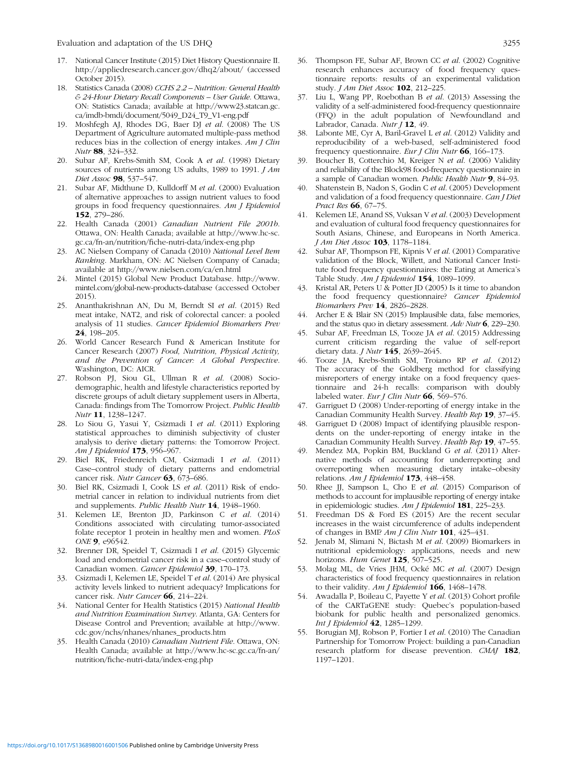17. National Cancer Institute (2015) Diet History Questionnaire II. http://appliedresearch.cancer.gov/dhq2/about/ (accessed October 2015).
18. Statistics Canada (2008) *CCHS 2.2 – Nutrition: General Health & 24-Hour Dietary Recall Components – User Guide*. Ottawa, ON: Statistics Canada; available at http://www23.statcan.gc.ca/imdb-bmdi/document/5049_D24_T9_V1-eng.pdf
19. Moshfegh AJ, Rhodes DG, Baer DJ *et al.* (2008) The US Department of Agriculture automated multiple-pass method reduces bias in the collection of energy intakes. *Am J Clin Nutr* **88**, 324–332.
20. Subar AF, Krebs-Smith SM, Cook A *et al.* (1998) Dietary sources of nutrients among US adults, 1989 to 1991. *J Am Diet Assoc* **98**, 537–547.
21. Subar AF, Midthune D, Kulldorff M *et al.* (2000) Evaluation of alternative approaches to assign nutrient values to food groups in food frequency questionnaires. *Am J Epidemiol* **152**, 279–286.
22. Health Canada (2001) *Canadian Nutrient File 2001b*. Ottawa, ON: Health Canada; available at http://www.hc-sc.gc.ca/fn-an/nutrition/fiche-nutri-data/index-eng.php
23. AC Nielsen Company of Canada (2010) *National Level Item Ranking*. Markham, ON: AC Nielsen Company of Canada; available at http://www.nielsen.com/ca/en.html
24. Mintel (2015) Global New Product Database. http://www.mintel.com/global-new-products-database (accessed October 2015).
25. Ananthakrishnan AN, Du M, Berndt SI *et al.* (2015) Red meat intake, NAT2, and risk of colorectal cancer: a pooled analysis of 11 studies. *Cancer Epidemiol Biomarkers Prev* **24**, 198–205.
26. World Cancer Research Fund & American Institute for Cancer Research (2007) *Food, Nutrition, Physical Activity, and the Prevention of Cancer: A Global Perspective*. Washington, DC: AICR.
27. Robson PJ, Siou GL, Ullman R *et al.* (2008) Sociodemographic, health and lifestyle characteristics reported by discrete groups of adult dietary supplement users in Alberta, Canada: findings from The Tomorrow Project. *Public Health Nutr* **11**, 1238–1247.
28. Lo Siou G, Yasui Y, Csizmadi I *et al.* (2011) Exploring statistical approaches to diminish subjectivity of cluster analysis to derive dietary patterns: the Tomorrow Project. *Am J Epidemiol* **173**, 956–967.
29. Biel RK, Friedenreich CM, Csizmadi I *et al.* (2011) Case–control study of dietary patterns and endometrial cancer risk. *Nutr Cancer* **63**, 673–686.
30. Biel RK, Csizmadi I, Cook LS *et al.* (2011) Risk of endometrial cancer in relation to individual nutrients from diet and supplements. *Public Health Nutr* **14**, 1948–1960.
31. Kelemen LE, Brenton JD, Parkinson C *et al.* (2014) Conditions associated with circulating tumor-associated folate receptor 1 protein in healthy men and women. *PLoS ONE* **9**, e96542.
32. Brenner DR, Speidel T, Csizmadi I *et al.* (2015) Glycemic load and endometrial cancer risk in a case–control study of Canadian women. *Cancer Epidemiol* **39**, 170–173.
33. Csizmadi I, Kelemen LE, Speidel T *et al.* (2014) Are physical activity levels linked to nutrient adequacy? Implications for cancer risk. *Nutr Cancer* **66**, 214–224.
34. National Center for Health Statistics (2015) *National Health and Nutrition Examination Survey*. Atlanta, GA: Centers for Disease Control and Prevention; available at http://www.cdc.gov/nchs/nhanes/nhanes_products.htm
35. Health Canada (2010) *Canadian Nutrient File*. Ottawa, ON: Health Canada; available at http://www.hc-sc.gc.ca/fn-an/nutrition/fiche-nutri-data/index-eng.php
36. Thompson FE, Subar AF, Brown CC *et al.* (2002) Cognitive research enhances accuracy of food frequency questionnaire reports: results of an experimental validation study. *J Am Diet Assoc* **102**, 212–225.
37. Liu L, Wang PP, Roebothan B *et al.* (2013) Assessing the validity of a self-administered food-frequency questionnaire (FFQ) in the adult population of Newfoundland and Labrador, Canada. *Nutr J* **12**, 49.
38. Labonte ME, Cyr A, Baril-Gravel L *et al.* (2012) Validity and reproducibility of a web-based, self-administered food frequency questionnaire. *Eur J Clin Nutr* **66**, 166–173.
39. Boucher B, Cotterchio M, Kreiger N *et al.* (2006) Validity and reliability of the Block98 food-frequency questionnaire in a sample of Canadian women. *Public Health Nutr* **9**, 84–93.
40. Shatenstein B, Nadon S, Godin C *et al.* (2005) Development and validation of a food frequency questionnaire. *Can J Diet Pract Res* **66**, 67–75.
41. Kelemen LE, Anand SS, Vuksan V *et al.* (2003) Development and evaluation of cultural food frequency questionnaires for South Asians, Chinese, and Europeans in North America. *J Am Diet Assoc* **103**, 1178–1184.
42. Subar AF, Thompson FE, Kipnis V *et al.* (2001) Comparative validation of the Block, Willett, and National Cancer Institute food frequency questionnaires: the Eating at America's Table Study. *Am J Epidemiol* **154**, 1089–1099.
43. Kristal AR, Peters U & Potter JD (2005) Is it time to abandon the food frequency questionnaire? *Cancer Epidemiol Biomarkers Prev* **14**, 2826–2828.
44. Archer E & Blair SN (2015) Implausible data, false memories, and the status quo in dietary assessment. *Adv Nutr* **6**, 229–230.
45. Subar AF, Freedman LS, Tooze JA *et al.* (2015) Addressing current criticism regarding the value of self-report dietary data. *J Nutr* **145**, 2639–2645.
46. Tooze JA, Krebs-Smith SM, Troiano RP *et al.* (2012) The accuracy of the Goldberg method for classifying misreporters of energy intake on a food frequency questionnaire and 24-h recalls: comparison with doubly labeled water. *Eur J Clin Nutr* **66**, 569–576.
47. Garriguet D (2008) Under-reporting of energy intake in the Canadian Community Health Survey. *Health Rep* **19**, 37–45.
48. Garriguet D (2008) Impact of identifying plausible respondents on the under-reporting of energy intake in the Canadian Community Health Survey. *Health Rep* **19**, 47–55.
49. Mendez MA, Popkin BM, Buckland G *et al.* (2011) Alternative methods of accounting for underreporting and overreporting when measuring dietary intake–obesity relations. *Am J Epidemiol* **173**, 448–458.
50. Rhee JJ, Sampson L, Cho E *et al.* (2015) Comparison of methods to account for implausible reporting of energy intake in epidemiologic studies. *Am J Epidemiol* **181**, 225–233.
51. Freedman DS & Ford ES (2015) Are the recent secular increases in the waist circumference of adults independent of changes in BMI? *Am J Clin Nutr* **101**, 425–431.
52. Jenab M, Slimani N, Bictash M *et al.* (2009) Biomarkers in nutritional epidemiology: applications, needs and new horizons. *Hum Genet* **125**, 507–525.
53. Molag ML, de Vries JHM, Ocké MC *et al.* (2007) Design characteristics of food frequency questionnaires in relation to their validity. *Am J Epidemiol* **166**, 1468–1478.
54. Awadalla P, Boileau C, Payette Y *et al.* (2013) Cohort profile of the CARTaGENE study: Quebec's population-based biobank for public health and personalized genomics. *Int J Epidemiol* **42**, 1285–1299.
55. Borugian MJ, Robson P, Fortier I *et al.* (2010) The Canadian Partnership for Tomorrow Project: building a pan-Canadian research platform for disease prevention. *CMAJ* **182**, 1197–1201.